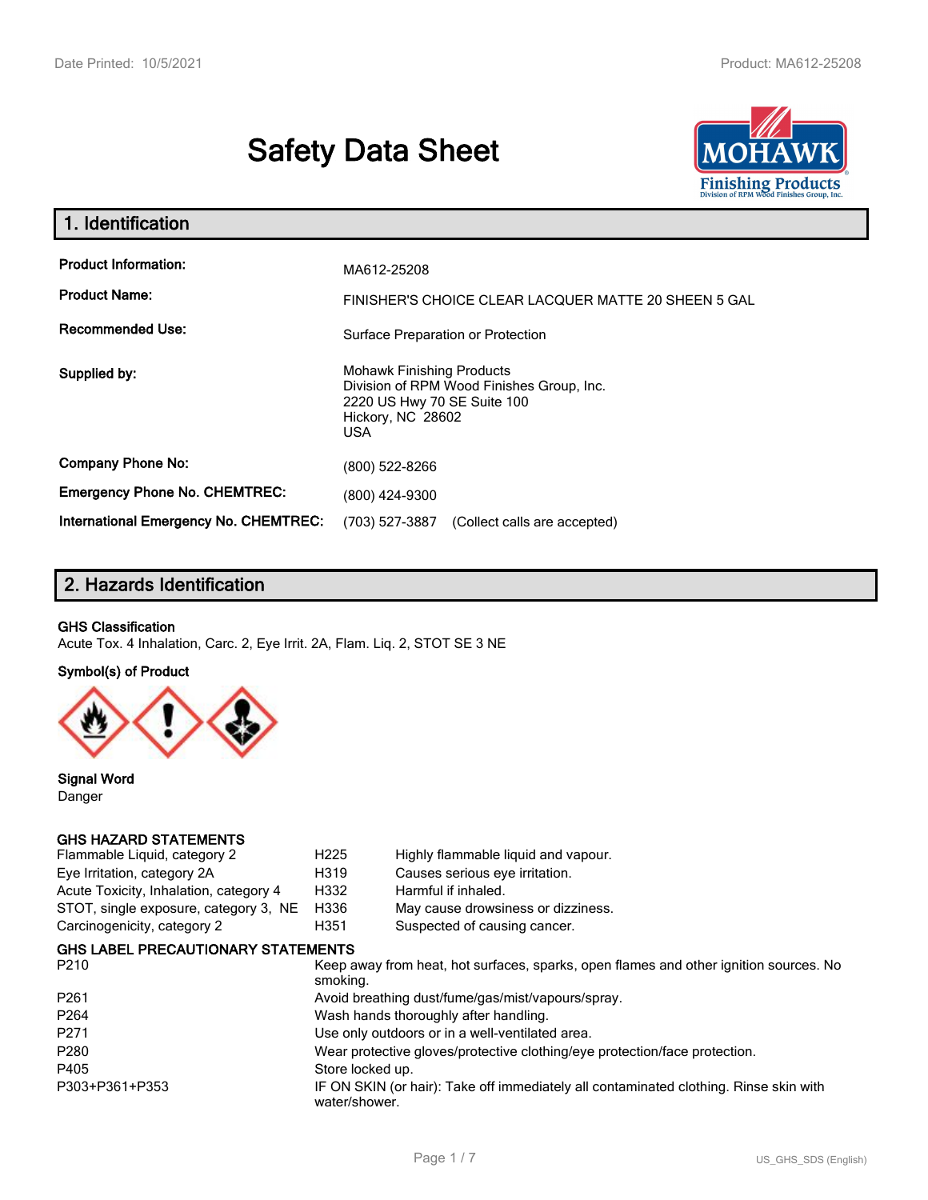# Safety Data Sheet

## 1. Identification

| | |
|---|---|
| **Product Information:** | MA612-25208 |
| **Product Name:** | FINISHER'S CHOICE CLEAR LACQUER MATTE 20 SHEEN 5 GAL |
| **Recommended Use:** | Surface Preparation or Protection |
| **Supplied by:** | Mohawk Finishing Products<br>Division of RPM Wood Finishes Group, Inc.<br>2220 US Hwy 70 SE Suite 100<br>Hickory, NC 28602<br>USA |
| **Company Phone No:** | (800) 522-8266 |
| **Emergency Phone No. CHEMTREC:** | (800) 424-9300 |
| **International Emergency No. CHEMTREC:** | (703) 527-3887 (Collect calls are accepted) |

## 2. Hazards Identification

**GHS Classification**

Acute Tox. 4 Inhalation, Carc. 2, Eye Irrit. 2A, Flam. Liq. 2, STOT SE 3 NE

**Symbol(s) of Product**

**Signal Word**

Danger

### GHS HAZARD STATEMENTS

| | | |
|---|---|---|
| Flammable Liquid, category 2 | H225 | Highly flammable liquid and vapour. |
| Eye Irritation, category 2A | H319 | Causes serious eye irritation. |
| Acute Toxicity, Inhalation, category 4 | H332 | Harmful if inhaled. |
| STOT, single exposure, category 3, NE | H336 | May cause drowsiness or dizziness. |
| Carcinogenicity, category 2 | H351 | Suspected of causing cancer. |

### GHS LABEL PRECAUTIONARY STATEMENTS

| | |
|---|---|
| P210 | Keep away from heat, hot surfaces, sparks, open flames and other ignition sources. No smoking. |
| P261 | Avoid breathing dust/fume/gas/mist/vapours/spray. |
| P264 | Wash hands thoroughly after handling. |
| P271 | Use only outdoors or in a well-ventilated area. |
| P280 | Wear protective gloves/protective clothing/eye protection/face protection. |
| P405 | Store locked up. |
| P303+P361+P353 | IF ON SKIN (or hair): Take off immediately all contaminated clothing. Rinse skin with water/shower. |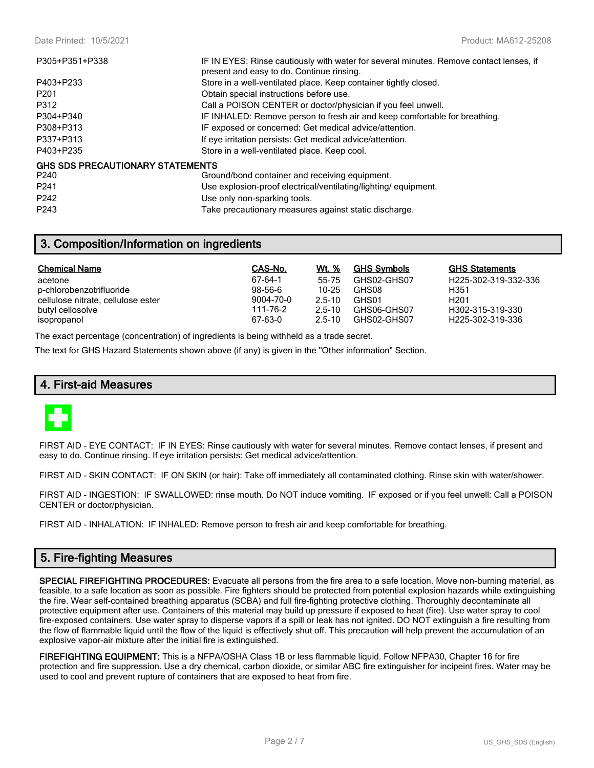| | |
|---|---|
| P305+P351+P338 | IF IN EYES: Rinse cautiously with water for several minutes. Remove contact lenses, if present and easy to do. Continue rinsing. |
| P403+P233 | Store in a well-ventilated place. Keep container tightly closed. |
| P201 | Obtain special instructions before use. |
| P312 | Call a POISON CENTER or doctor/physician if you feel unwell. |
| P304+P340 | IF INHALED: Remove person to fresh air and keep comfortable for breathing. |
| P308+P313 | IF exposed or concerned: Get medical advice/attention. |
| P337+P313 | If eye irritation persists: Get medical advice/attention. |
| P403+P235 | Store in a well-ventilated place. Keep cool. |

**GHS SDS PRECAUTIONARY STATEMENTS**

| | |
|---|---|
| P240 | Ground/bond container and receiving equipment. |
| P241 | Use explosion-proof electrical/ventilating/lighting/ equipment. |
| P242 | Use only non-sparking tools. |
| P243 | Take precautionary measures against static discharge. |

## 3. Composition/Information on ingredients

| Chemical Name | CAS-No. | Wt. % | GHS Symbols | GHS Statements |
|---|---|---|---|---|
| acetone | 67-64-1 | 55-75 | GHS02-GHS07 | H225-302-319-332-336 |
| p-chlorobenzotrifluoride | 98-56-6 | 10-25 | GHS08 | H351 |
| cellulose nitrate, cellulose ester | 9004-70-0 | 2.5-10 | GHS01 | H201 |
| butyl cellosolve | 111-76-2 | 2.5-10 | GHS06-GHS07 | H302-315-319-330 |
| isopropanol | 67-63-0 | 2.5-10 | GHS02-GHS07 | H225-302-319-336 |

The exact percentage (concentration) of ingredients is being withheld as a trade secret.

The text for GHS Hazard Statements shown above (if any) is given in the "Other information" Section.

## 4. First-aid Measures

FIRST AID - EYE CONTACT: IF IN EYES: Rinse cautiously with water for several minutes. Remove contact lenses, if present and easy to do. Continue rinsing. If eye irritation persists: Get medical advice/attention.

FIRST AID - SKIN CONTACT: IF ON SKIN (or hair): Take off immediately all contaminated clothing. Rinse skin with water/shower.

FIRST AID - INGESTION: IF SWALLOWED: rinse mouth. Do NOT induce vomiting. IF exposed or if you feel unwell: Call a POISON CENTER or doctor/physician.

FIRST AID - INHALATION: IF INHALED: Remove person to fresh air and keep comfortable for breathing.

## 5. Fire-fighting Measures

**SPECIAL FIREFIGHTING PROCEDURES:** Evacuate all persons from the fire area to a safe location. Move non-burning material, as feasible, to a safe location as soon as possible. Fire fighters should be protected from potential explosion hazards while extinguishing the fire. Wear self-contained breathing apparatus (SCBA) and full fire-fighting protective clothing. Thoroughly decontaminate all protective equipment after use. Containers of this material may build up pressure if exposed to heat (fire). Use water spray to cool fire-exposed containers. Use water spray to disperse vapors if a spill or leak has not ignited. DO NOT extinguish a fire resulting from the flow of flammable liquid until the flow of the liquid is effectively shut off. This precaution will help prevent the accumulation of an explosive vapor-air mixture after the initial fire is extinguished.

**FIREFIGHTING EQUIPMENT:** This is a NFPA/OSHA Class 1B or less flammable liquid. Follow NFPA30, Chapter 16 for fire protection and fire suppression. Use a dry chemical, carbon dioxide, or similar ABC fire extinguisher for incipeint fires. Water may be used to cool and prevent rupture of containers that are exposed to heat from fire.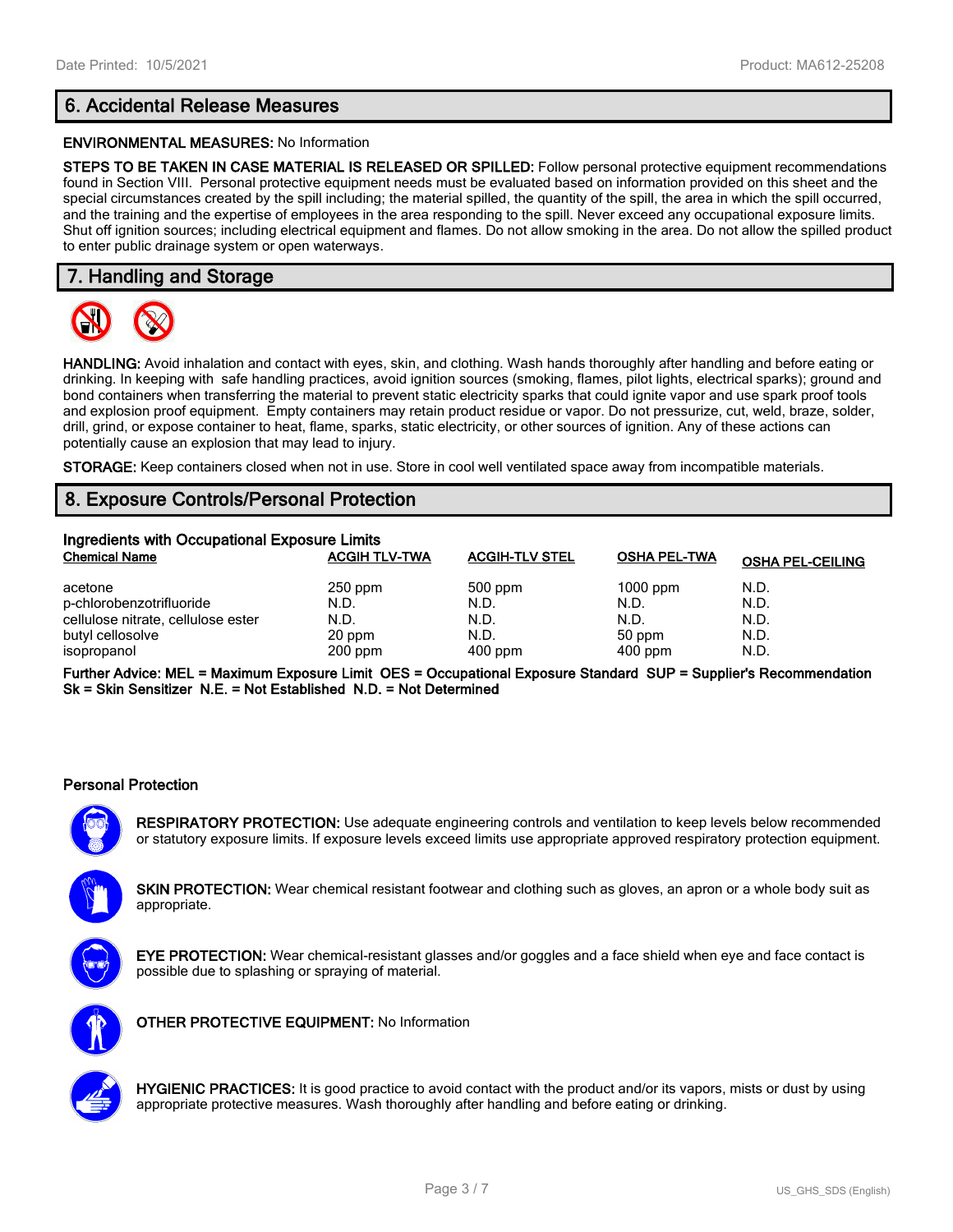## 6. Accidental Release Measures

**ENVIRONMENTAL MEASURES:** No Information

**STEPS TO BE TAKEN IN CASE MATERIAL IS RELEASED OR SPILLED:** Follow personal protective equipment recommendations found in Section VIII. Personal protective equipment needs must be evaluated based on information provided on this sheet and the special circumstances created by the spill including; the material spilled, the quantity of the spill, the area in which the spill occurred, and the training and the expertise of employees in the area responding to the spill. Never exceed any occupational exposure limits. Shut off ignition sources; including electrical equipment and flames. Do not allow smoking in the area. Do not allow the spilled product to enter public drainage system or open waterways.

## 7. Handling and Storage

**HANDLING:** Avoid inhalation and contact with eyes, skin, and clothing. Wash hands thoroughly after handling and before eating or drinking. In keeping with safe handling practices, avoid ignition sources (smoking, flames, pilot lights, electrical sparks); ground and bond containers when transferring the material to prevent static electricity sparks that could ignite vapor and use spark proof tools and explosion proof equipment. Empty containers may retain product residue or vapor. Do not pressurize, cut, weld, braze, solder, drill, grind, or expose container to heat, flame, sparks, static electricity, or other sources of ignition. Any of these actions can potentially cause an explosion that may lead to injury.

**STORAGE:** Keep containers closed when not in use. Store in cool well ventilated space away from incompatible materials.

## 8. Exposure Controls/Personal Protection

**Ingredients with Occupational Exposure Limits**

| Chemical Name | ACGIH TLV-TWA | ACGIH-TLV STEL | OSHA PEL-TWA | OSHA PEL-CEILING |
|---|---|---|---|---|
| acetone | 250 ppm | 500 ppm | 1000 ppm | N.D. |
| p-chlorobenzotrifluoride | N.D. | N.D. | N.D. | N.D. |
| cellulose nitrate, cellulose ester | N.D. | N.D. | N.D. | N.D. |
| butyl cellosolve | 20 ppm | N.D. | 50 ppm | N.D. |
| isopropanol | 200 ppm | 400 ppm | 400 ppm | N.D. |

**Further Advice: MEL = Maximum Exposure Limit OES = Occupational Exposure Standard SUP = Supplier's Recommendation Sk = Skin Sensitizer N.E. = Not Established N.D. = Not Determined**

### Personal Protection

**RESPIRATORY PROTECTION:** Use adequate engineering controls and ventilation to keep levels below recommended or statutory exposure limits. If exposure levels exceed limits use appropriate approved respiratory protection equipment.

**SKIN PROTECTION:** Wear chemical resistant footwear and clothing such as gloves, an apron or a whole body suit as appropriate.

**EYE PROTECTION:** Wear chemical-resistant glasses and/or goggles and a face shield when eye and face contact is possible due to splashing or spraying of material.

**OTHER PROTECTIVE EQUIPMENT:** No Information

**HYGIENIC PRACTICES:** It is good practice to avoid contact with the product and/or its vapors, mists or dust by using appropriate protective measures. Wash thoroughly after handling and before eating or drinking.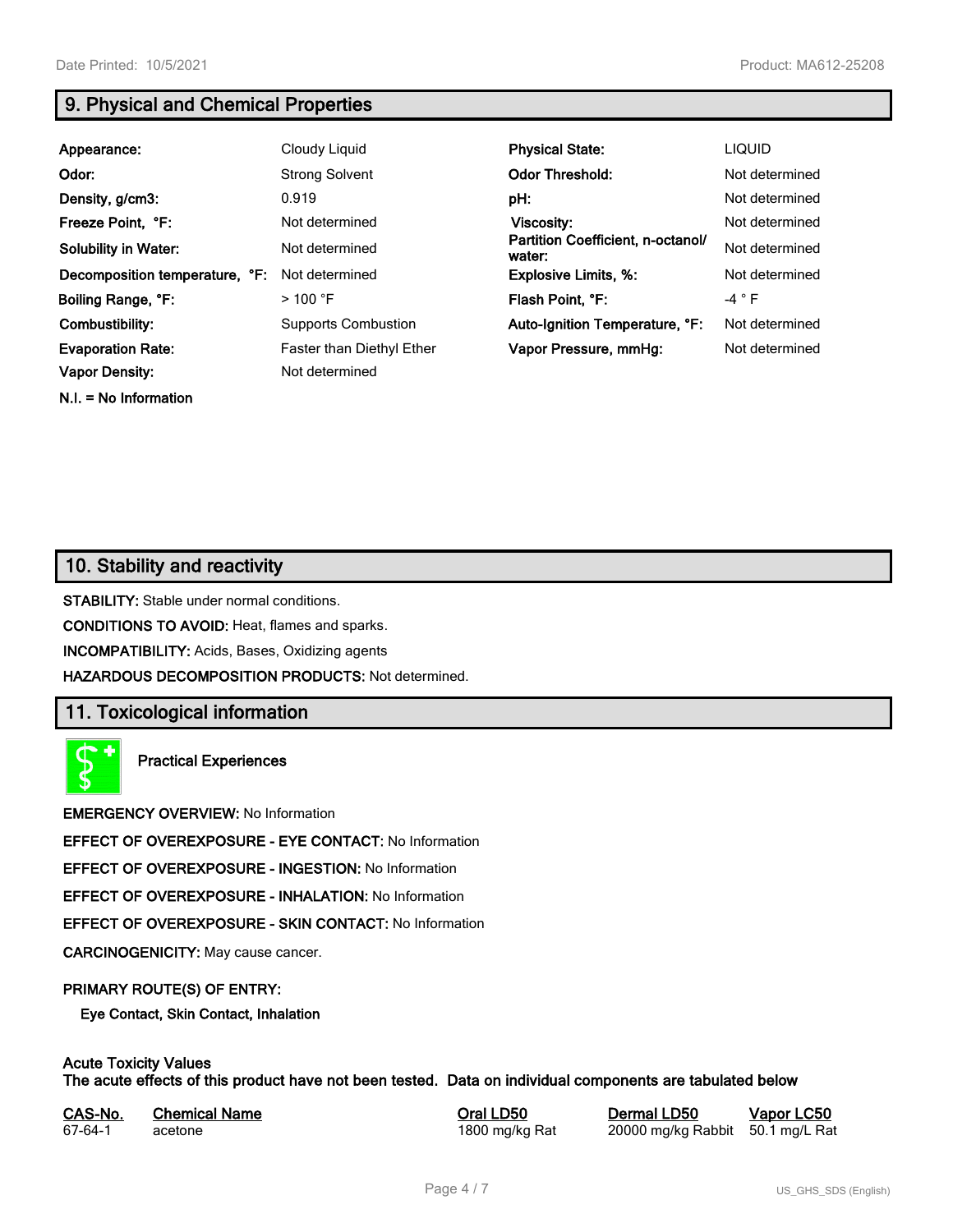## 9. Physical and Chemical Properties

| | | | |
|---|---|---|---|
| **Appearance:** | Cloudy Liquid | **Physical State:** | LIQUID |
| **Odor:** | Strong Solvent | **Odor Threshold:** | Not determined |
| **Density, g/cm3:** | 0.919 | **pH:** | Not determined |
| **Freeze Point, °F:** | Not determined | **Viscosity:** | Not determined |
| **Solubility in Water:** | Not determined | **Partition Coefficient, n-octanol/ water:** | Not determined |
| **Decomposition temperature, °F:** | Not determined | **Explosive Limits, %:** | Not determined |
| **Boiling Range, °F:** | > 100 °F | **Flash Point, °F:** | -4 ° F |
| **Combustibility:** | Supports Combustion | **Auto-Ignition Temperature, °F:** | Not determined |
| **Evaporation Rate:** | Faster than Diethyl Ether | **Vapor Pressure, mmHg:** | Not determined |
| **Vapor Density:** | Not determined | | |

**N.I. = No Information**

## 10. Stability and reactivity

**STABILITY:** Stable under normal conditions.

**CONDITIONS TO AVOID:** Heat, flames and sparks.

**INCOMPATIBILITY:** Acids, Bases, Oxidizing agents

**HAZARDOUS DECOMPOSITION PRODUCTS:** Not determined.

## 11. Toxicological information

**Practical Experiences**

**EMERGENCY OVERVIEW:** No Information

**EFFECT OF OVEREXPOSURE - EYE CONTACT:** No Information

**EFFECT OF OVEREXPOSURE - INGESTION:** No Information

**EFFECT OF OVEREXPOSURE - INHALATION:** No Information

**EFFECT OF OVEREXPOSURE - SKIN CONTACT:** No Information

**CARCINOGENICITY:** May cause cancer.

**PRIMARY ROUTE(S) OF ENTRY:**

**Eye Contact, Skin Contact, Inhalation**

**Acute Toxicity Values**
**The acute effects of this product have not been tested. Data on individual components are tabulated below**

| CAS-No. | Chemical Name | Oral LD50 | Dermal LD50 | Vapor LC50 |
|---|---|---|---|---|
| 67-64-1 | acetone | 1800 mg/kg Rat | 20000 mg/kg Rabbit | 50.1 mg/L Rat |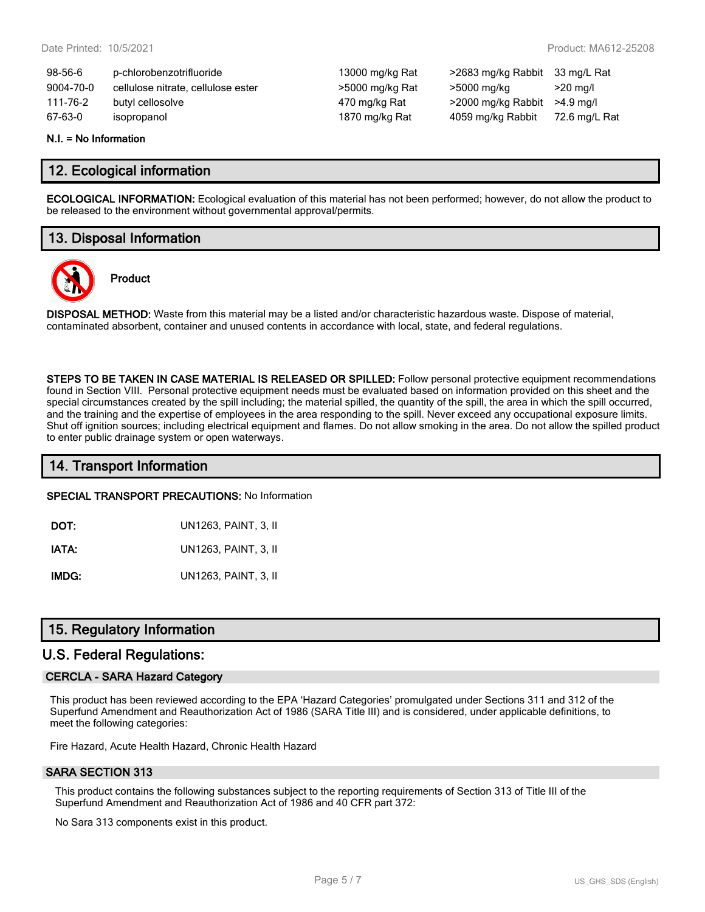| | | | | |
|---|---|---|---|---|
| 98-56-6 | p-chlorobenzotrifluoride | 13000 mg/kg Rat | >2683 mg/kg Rabbit | 33 mg/L Rat |
| 9004-70-0 | cellulose nitrate, cellulose ester | >5000 mg/kg Rat | >5000 mg/kg | >20 mg/l |
| 111-76-2 | butyl cellosolve | 470 mg/kg Rat | >2000 mg/kg Rabbit | >4.9 mg/l |
| 67-63-0 | isopropanol | 1870 mg/kg Rat | 4059 mg/kg Rabbit | 72.6 mg/L Rat |

**N.I. = No Information**

## 12. Ecological information

**ECOLOGICAL INFORMATION:** Ecological evaluation of this material has not been performed; however, do not allow the product to be released to the environment without governmental approval/permits.

## 13. Disposal Information

**Product**

**DISPOSAL METHOD:** Waste from this material may be a listed and/or characteristic hazardous waste. Dispose of material, contaminated absorbent, container and unused contents in accordance with local, state, and federal regulations.

**STEPS TO BE TAKEN IN CASE MATERIAL IS RELEASED OR SPILLED:** Follow personal protective equipment recommendations found in Section VIII. Personal protective equipment needs must be evaluated based on information provided on this sheet and the special circumstances created by the spill including; the material spilled, the quantity of the spill, the area in which the spill occurred, and the training and the expertise of employees in the area responding to the spill. Never exceed any occupational exposure limits. Shut off ignition sources; including electrical equipment and flames. Do not allow smoking in the area. Do not allow the spilled product to enter public drainage system or open waterways.

## 14. Transport Information

**SPECIAL TRANSPORT PRECAUTIONS:** No Information

| | |
|---|---|
| **DOT:** | UN1263, PAINT, 3, II |
| **IATA:** | UN1263, PAINT, 3, II |
| **IMDG:** | UN1263, PAINT, 3, II |

## 15. Regulatory Information

## U.S. Federal Regulations:

### CERCLA - SARA Hazard Category

This product has been reviewed according to the EPA 'Hazard Categories' promulgated under Sections 311 and 312 of the Superfund Amendment and Reauthorization Act of 1986 (SARA Title III) and is considered, under applicable definitions, to meet the following categories:

Fire Hazard, Acute Health Hazard, Chronic Health Hazard

### SARA SECTION 313

This product contains the following substances subject to the reporting requirements of Section 313 of Title III of the Superfund Amendment and Reauthorization Act of 1986 and 40 CFR part 372:

No Sara 313 components exist in this product.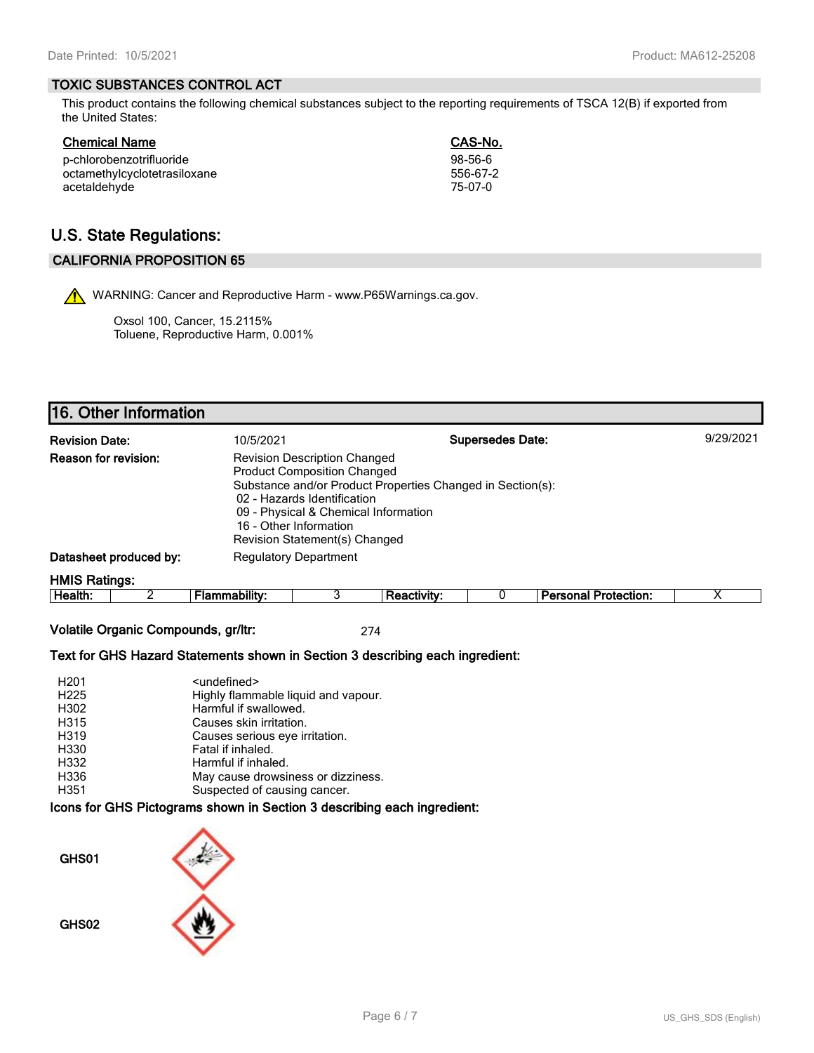## TOXIC SUBSTANCES CONTROL ACT

This product contains the following chemical substances subject to the reporting requirements of TSCA 12(B) if exported from the United States:

| Chemical Name | CAS-No. |
|---|---|
| p-chlorobenzotrifluoride | 98-56-6 |
| octamethylcyclotetrasiloxane | 556-67-2 |
| acetaldehyde | 75-07-0 |

# U.S. State Regulations:

## CALIFORNIA PROPOSITION 65

WARNING: Cancer and Reproductive Harm - www.P65Warnings.ca.gov.

Oxsol 100, Cancer, 15.2115%
Toluene, Reproductive Harm, 0.001%

# 16. Other Information

**Revision Date:** 10/5/2021 **Supersedes Date:** 9/29/2021

**Reason for revision:**
Revision Description Changed
Product Composition Changed
Substance and/or Product Properties Changed in Section(s):
- 02 - Hazards Identification
- 09 - Physical & Chemical Information
- 16 - Other Information

Revision Statement(s) Changed

**Datasheet produced by:** Regulatory Department

**HMIS Ratings:**

| Health: | 2 | Flammability: | 3 | Reactivity: | 0 | Personal Protection: | X |
|---|---|---|---|---|---|---|---|

**Volatile Organic Compounds, gr/ltr:** 274

**Text for GHS Hazard Statements shown in Section 3 describing each ingredient:**

| | |
|---|---|
| H201 | <undefined> |
| H225 | Highly flammable liquid and vapour. |
| H302 | Harmful if swallowed. |
| H315 | Causes skin irritation. |
| H319 | Causes serious eye irritation. |
| H330 | Fatal if inhaled. |
| H332 | Harmful if inhaled. |
| H336 | May cause drowsiness or dizziness. |
| H351 | Suspected of causing cancer. |

**Icons for GHS Pictograms shown in Section 3 describing each ingredient:**

GHS01

GHS02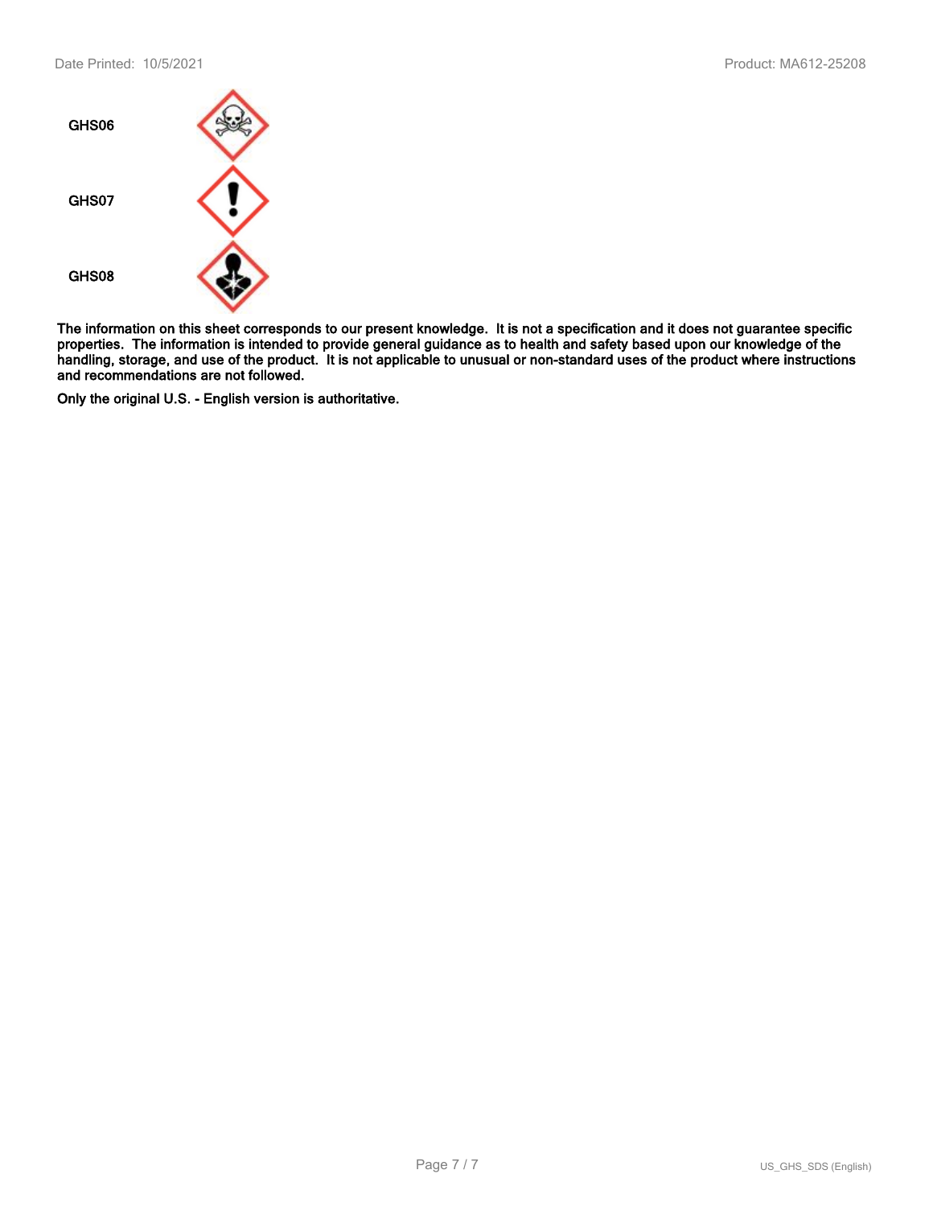GHS06

GHS07

GHS08

**The information on this sheet corresponds to our present knowledge. It is not a specification and it does not guarantee specific properties. The information is intended to provide general guidance as to health and safety based upon our knowledge of the handling, storage, and use of the product. It is not applicable to unusual or non-standard uses of the product where instructions and recommendations are not followed.**

**Only the original U.S. - English version is authoritative.**